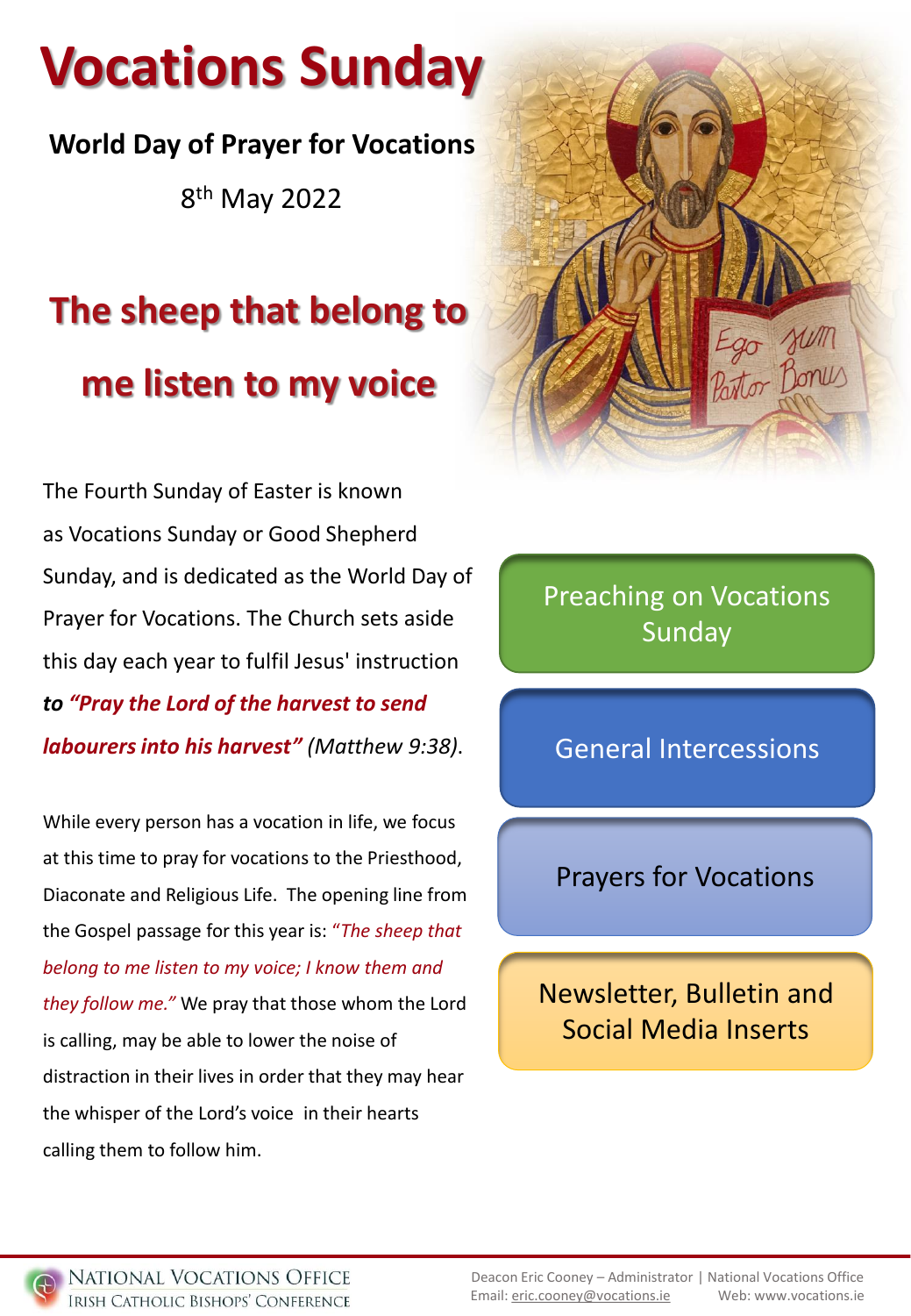# Vocations Sunday

**World Day of Prayer for Vocations**

8th May 2022

## The sheep that belong to me listen to my voice

The Fourth Sunday of Easter is known as Vocations Sunday or Good Shepherd Sunday, and is dedicated as the World Day of Prayer for Vocations. The Church sets aside this day each year to fulfil Jesus' instruction ***to "Pray the Lord of the harvest to send labourers into his harvest"*** *(Matthew 9:38)*.

While every person has a vocation in life, we focus at this time to pray for vocations to the Priesthood, Diaconate and Religious Life. The opening line from the Gospel passage for this year is: *"The sheep that belong to me listen to my voice; I know them and they follow me."* We pray that those whom the Lord is calling, may be able to lower the noise of distraction in their lives in order that they may hear the whisper of the Lord's voice in their hearts calling them to follow him.

- Preaching on Vocations Sunday
- General Intercessions
- Prayers for Vocations
- Newsletter, Bulletin and Social Media Inserts

National Vocations Office
Irish Catholic Bishops' Conference

Deacon Eric Cooney – Administrator | National Vocations Office
Email: eric.cooney@vocations.ie Web: www.vocations.ie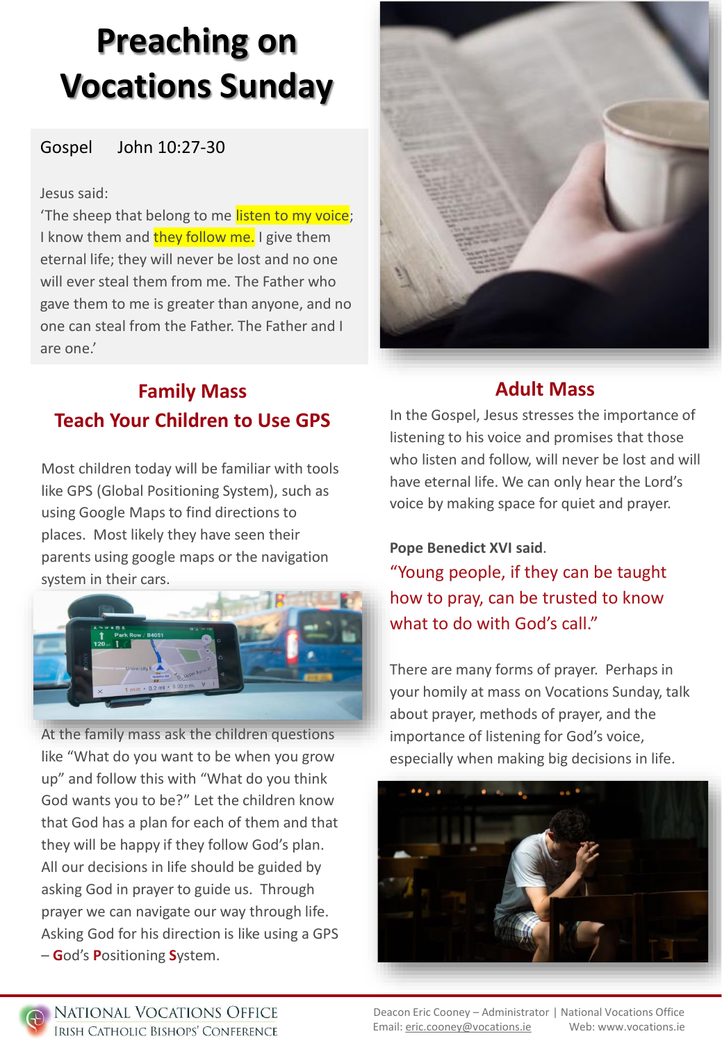# Preaching on Vocations Sunday

Gospel John 10:27-30

Jesus said:
'The sheep that belong to me listen to my voice; I know them and they follow me. I give them eternal life; they will never be lost and no one will ever steal them from me. The Father who gave them to me is greater than anyone, and no one can steal from the Father. The Father and I are one.'

## Family Mass
## Teach Your Children to Use GPS

Most children today will be familiar with tools like GPS (Global Positioning System), such as using Google Maps to find directions to places. Most likely they have seen their parents using google maps or the navigation system in their cars.

At the family mass ask the children questions like "What do you want to be when you grow up" and follow this with "What do you think God wants you to be?" Let the children know that God has a plan for each of them and that they will be happy if they follow God's plan. All our decisions in life should be guided by asking God in prayer to guide us. Through prayer we can navigate our way through life. Asking God for his direction is like using a GPS – **G**od's **P**ositioning **S**ystem.

## Adult Mass

In the Gospel, Jesus stresses the importance of listening to his voice and promises that those who listen and follow, will never be lost and will have eternal life. We can only hear the Lord's voice by making space for quiet and prayer.

**Pope Benedict XVI said**.
"Young people, if they can be taught how to pray, can be trusted to know what to do with God's call."

There are many forms of prayer. Perhaps in your homily at mass on Vocations Sunday, talk about prayer, methods of prayer, and the importance of listening for God's voice, especially when making big decisions in life.

National Vocations Office
Irish Catholic Bishops' Conference

Deacon Eric Cooney – Administrator | National Vocations Office
Email: eric.cooney@vocations.ie Web: www.vocations.ie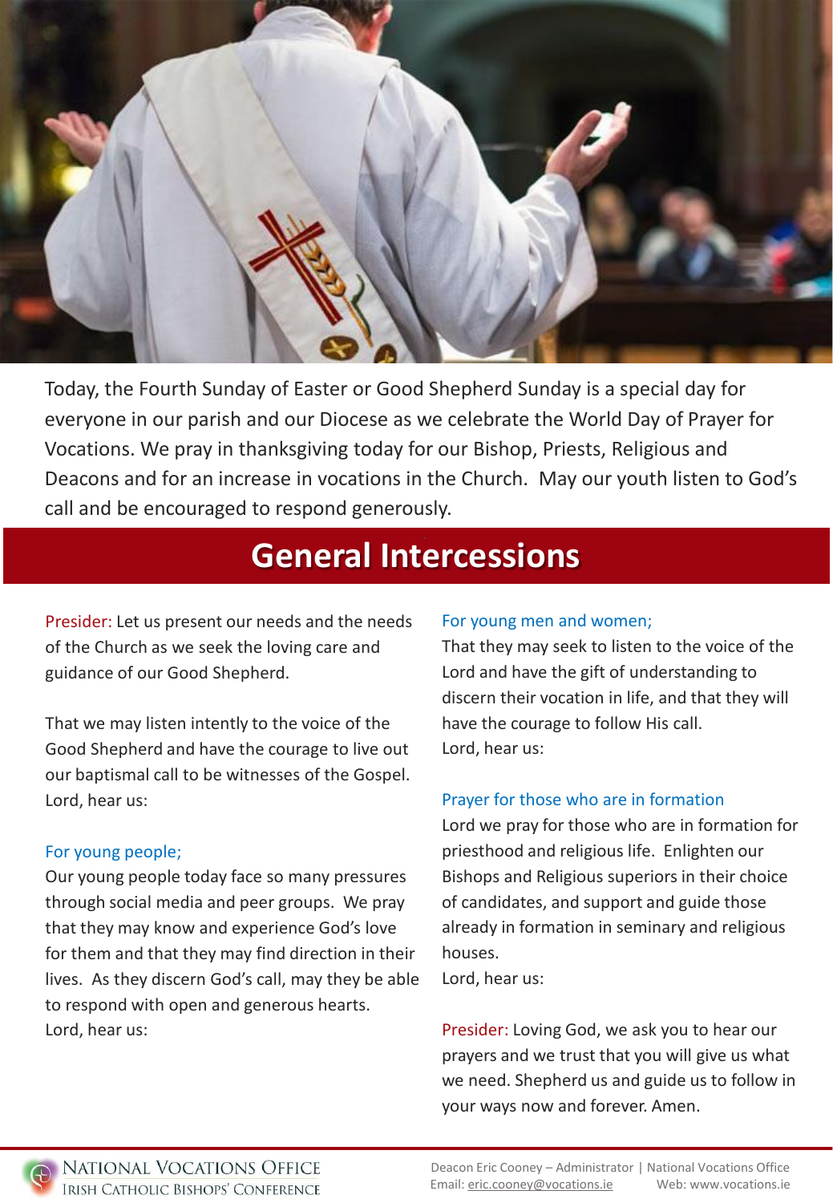Today, the Fourth Sunday of Easter or Good Shepherd Sunday is a special day for everyone in our parish and our Diocese as we celebrate the World Day of Prayer for Vocations. We pray in thanksgiving today for our Bishop, Priests, Religious and Deacons and for an increase in vocations in the Church. May our youth listen to God's call and be encouraged to respond generously.

## General Intercessions

Presider: Let us present our needs and the needs of the Church as we seek the loving care and guidance of our Good Shepherd.

That we may listen intently to the voice of the Good Shepherd and have the courage to live out our baptismal call to be witnesses of the Gospel.
Lord, hear us:

For young people;
Our young people today face so many pressures through social media and peer groups. We pray that they may know and experience God's love for them and that they may find direction in their lives. As they discern God's call, may they be able to respond with open and generous hearts.
Lord, hear us:

For young men and women;
That they may seek to listen to the voice of the Lord and have the gift of understanding to discern their vocation in life, and that they will have the courage to follow His call.
Lord, hear us:

Prayer for those who are in formation
Lord we pray for those who are in formation for priesthood and religious life. Enlighten our Bishops and Religious superiors in their choice of candidates, and support and guide those already in formation in seminary and religious houses.
Lord, hear us:

Presider: Loving God, we ask you to hear our prayers and we trust that you will give us what we need. Shepherd us and guide us to follow in your ways now and forever. Amen.

National Vocations Office
Irish Catholic Bishops' Conference

Deacon Eric Cooney – Administrator | National Vocations Office
Email: eric.cooney@vocations.ie Web: www.vocations.ie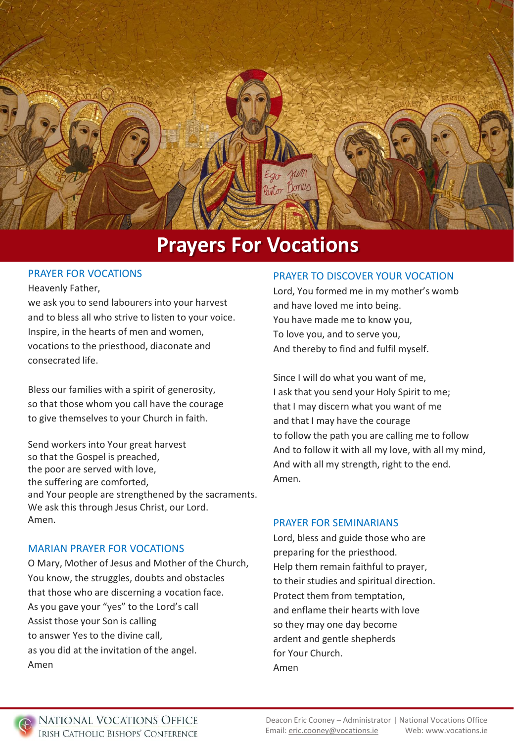# Prayers For Vocations

## PRAYER FOR VOCATIONS

Heavenly Father,
we ask you to send labourers into your harvest
and to bless all who strive to listen to your voice.
Inspire, in the hearts of men and women,
vocations to the priesthood, diaconate and
consecrated life.

Bless our families with a spirit of generosity,
so that those whom you call have the courage
to give themselves to your Church in faith.

Send workers into Your great harvest
so that the Gospel is preached,
the poor are served with love,
the suffering are comforted,
and Your people are strengthened by the sacraments.
We ask this through Jesus Christ, our Lord.
Amen.

## MARIAN PRAYER FOR VOCATIONS

O Mary, Mother of Jesus and Mother of the Church,
You know, the struggles, doubts and obstacles
that those who are discerning a vocation face.
As you gave your "yes" to the Lord's call
Assist those your Son is calling
to answer Yes to the divine call,
as you did at the invitation of the angel.
Amen

## PRAYER TO DISCOVER YOUR VOCATION

Lord, You formed me in my mother's womb
and have loved me into being.
You have made me to know you,
To love you, and to serve you,
And thereby to find and fulfil myself.

Since I will do what you want of me,
I ask that you send your Holy Spirit to me;
that I may discern what you want of me
and that I may have the courage
to follow the path you are calling me to follow
And to follow it with all my love, with all my mind,
And with all my strength, right to the end.
Amen.

## PRAYER FOR SEMINARIANS

Lord, bless and guide those who are
preparing for the priesthood.
Help them remain faithful to prayer,
to their studies and spiritual direction.
Protect them from temptation,
and enflame their hearts with love
so they may one day become
ardent and gentle shepherds
for Your Church.
Amen

National Vocations Office
Irish Catholic Bishops' Conference

Deacon Eric Cooney – Administrator | National Vocations Office
Email: eric.cooney@vocations.ie Web: www.vocations.ie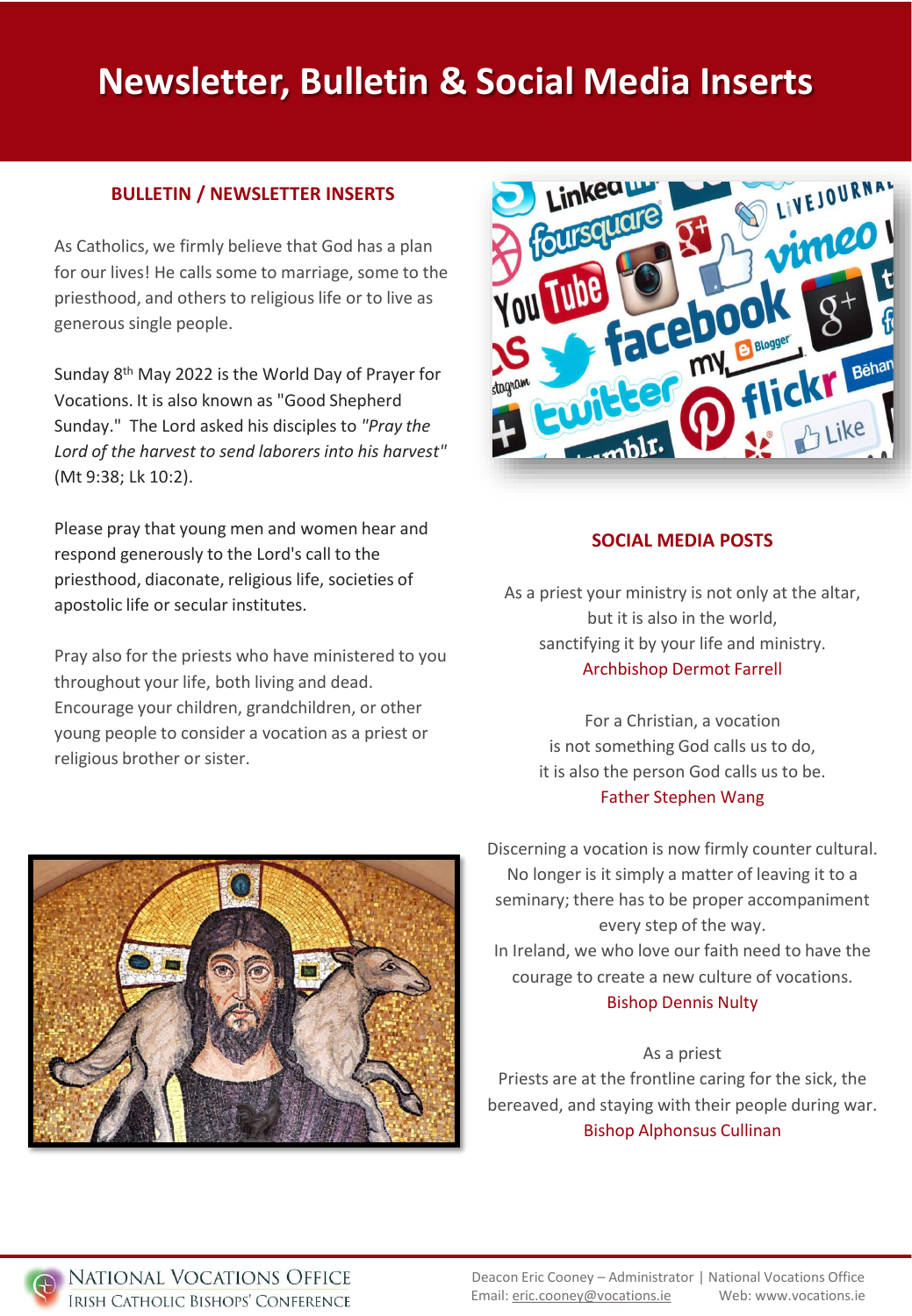# Newsletter, Bulletin & Social Media Inserts

## BULLETIN / NEWSLETTER INSERTS

As Catholics, we firmly believe that God has a plan for our lives! He calls some to marriage, some to the priesthood, and others to religious life or to live as generous single people.

Sunday 8th May 2022 is the World Day of Prayer for Vocations. It is also known as "Good Shepherd Sunday." The Lord asked his disciples to *"Pray the Lord of the harvest to send laborers into his harvest"* (Mt 9:38; Lk 10:2).

Please pray that young men and women hear and respond generously to the Lord's call to the priesthood, diaconate, religious life, societies of apostolic life or secular institutes.

Pray also for the priests who have ministered to you throughout your life, both living and dead. Encourage your children, grandchildren, or other young people to consider a vocation as a priest or religious brother or sister.

## SOCIAL MEDIA POSTS

As a priest your ministry is not only at the altar,
but it is also in the world,
sanctifying it by your life and ministry.
Archbishop Dermot Farrell

For a Christian, a vocation
is not something God calls us to do,
it is also the person God calls us to be.
Father Stephen Wang

Discerning a vocation is now firmly counter cultural.
No longer is it simply a matter of leaving it to a seminary; there has to be proper accompaniment every step of the way.
In Ireland, we who love our faith need to have the courage to create a new culture of vocations.
Bishop Dennis Nulty

As a priest
Priests are at the frontline caring for the sick, the bereaved, and staying with their people during war.
Bishop Alphonsus Cullinan